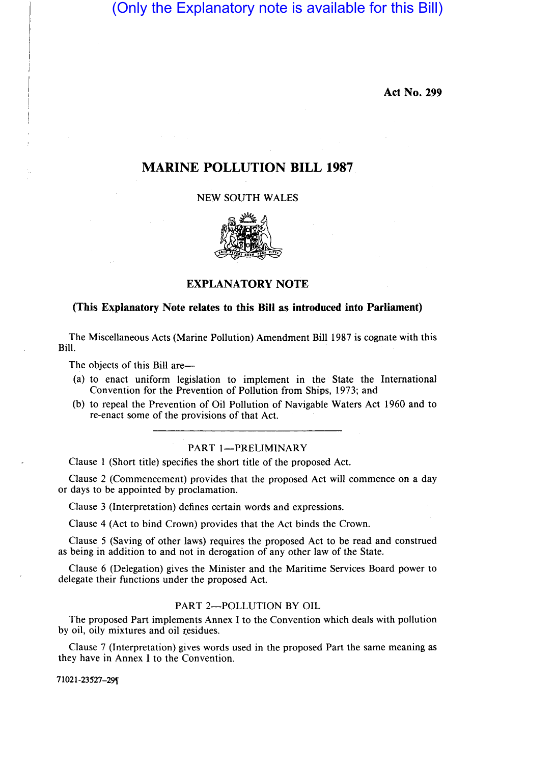(Only the Explanatory note is available for this Bill)

**Act No. 299**

# MARINE POLLUTION BILL 1987

NEW SOUTH WALES

## EXPLANATORY NOTE

**(This Explanatory Note relates to this Bill as introduced into Parliament)**

The Miscellaneous Acts (Marine Pollution) Amendment Bill 1987 is cognate with this Bill.

The objects of this Bill are—

(a) to enact uniform legislation to implement in the State the International Convention for the Prevention of Pollution from Ships, 1973; and

(b) to repeal the Prevention of Oil Pollution of Navigable Waters Act 1960 and to re-enact some of the provisions of that Act.

---

### PART 1—PRELIMINARY

Clause 1 (Short title) specifies the short title of the proposed Act.

Clause 2 (Commencement) provides that the proposed Act will commence on a day or days to be appointed by proclamation.

Clause 3 (Interpretation) defines certain words and expressions.

Clause 4 (Act to bind Crown) provides that the Act binds the Crown.

Clause 5 (Saving of other laws) requires the proposed Act to be read and construed as being in addition to and not in derogation of any other law of the State.

Clause 6 (Delegation) gives the Minister and the Maritime Services Board power to delegate their functions under the proposed Act.

### PART 2—POLLUTION BY OIL

The proposed Part implements Annex I to the Convention which deals with pollution by oil, oily mixtures and oil residues.

Clause 7 (Interpretation) gives words used in the proposed Part the same meaning as they have in Annex I to the Convention.

71021-23527-29¶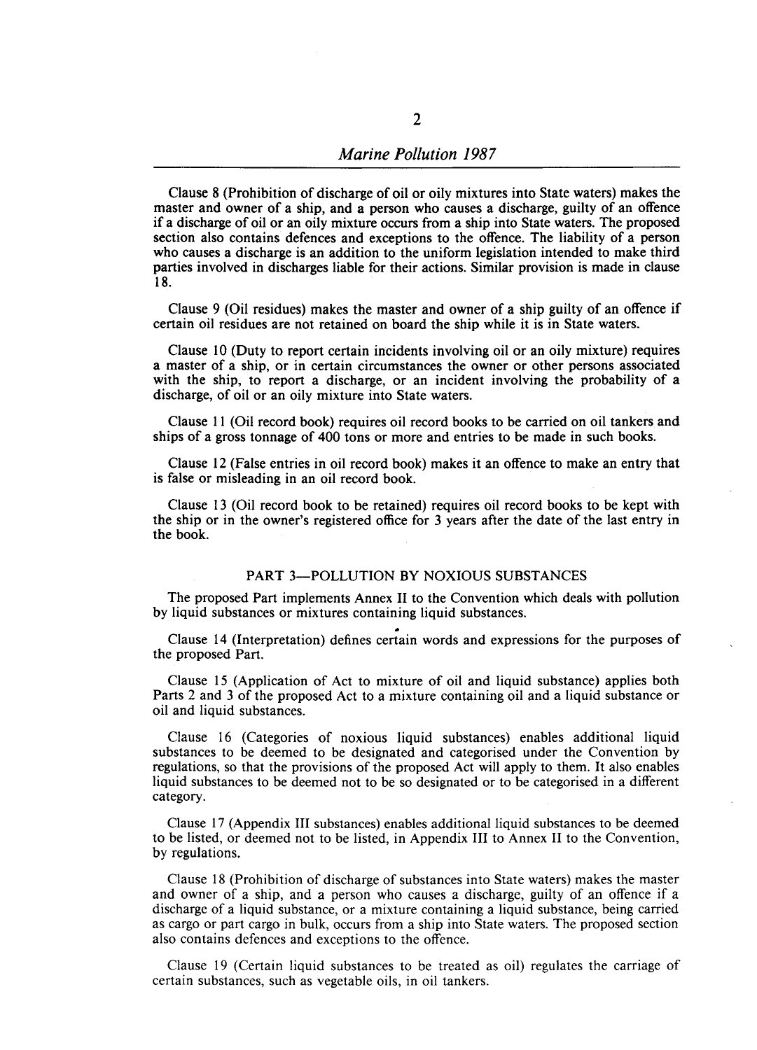Clause 8 (Prohibition of discharge of oil or oily mixtures into State waters) makes the master and owner of a ship, and a person who causes a discharge, guilty of an offence if a discharge of oil or an oily mixture occurs from a ship into State waters. The proposed section also contains defences and exceptions to the offence. The liability of a person who causes a discharge is an addition to the uniform legislation intended to make third parties involved in discharges liable for their actions. Similar provision is made in clause 18.

Clause 9 (Oil residues) makes the master and owner of a ship guilty of an offence if certain oil residues are not retained on board the ship while it is in State waters.

Clause 10 (Duty to report certain incidents involving oil or an oily mixture) requires a master of a ship, or in certain circumstances the owner or other persons associated with the ship, to report a discharge, or an incident involving the probability of a discharge, of oil or an oily mixture into State waters.

Clause 11 (Oil record book) requires oil record books to be carried on oil tankers and ships of a gross tonnage of 400 tons or more and entries to be made in such books.

Clause 12 (False entries in oil record book) makes it an offence to make an entry that is false or misleading in an oil record book.

Clause 13 (Oil record book to be retained) requires oil record books to be kept with the ship or in the owner's registered office for 3 years after the date of the last entry in the book.

## PART 3—POLLUTION BY NOXIOUS SUBSTANCES

The proposed Part implements Annex II to the Convention which deals with pollution by liquid substances or mixtures containing liquid substances.

Clause 14 (Interpretation) defines certain words and expressions for the purposes of the proposed Part.

Clause 15 (Application of Act to mixture of oil and liquid substance) applies both Parts 2 and 3 of the proposed Act to a mixture containing oil and a liquid substance or oil and liquid substances.

Clause 16 (Categories of noxious liquid substances) enables additional liquid substances to be deemed to be designated and categorised under the Convention by regulations, so that the provisions of the proposed Act will apply to them. It also enables liquid substances to be deemed not to be so designated or to be categorised in a different category.

Clause 17 (Appendix III substances) enables additional liquid substances to be deemed to be listed, or deemed not to be listed, in Appendix III to Annex II to the Convention, by regulations.

Clause 18 (Prohibition of discharge of substances into State waters) makes the master and owner of a ship, and a person who causes a discharge, guilty of an offence if a discharge of a liquid substance, or a mixture containing a liquid substance, being carried as cargo or part cargo in bulk, occurs from a ship into State waters. The proposed section also contains defences and exceptions to the offence.

Clause 19 (Certain liquid substances to be treated as oil) regulates the carriage of certain substances, such as vegetable oils, in oil tankers.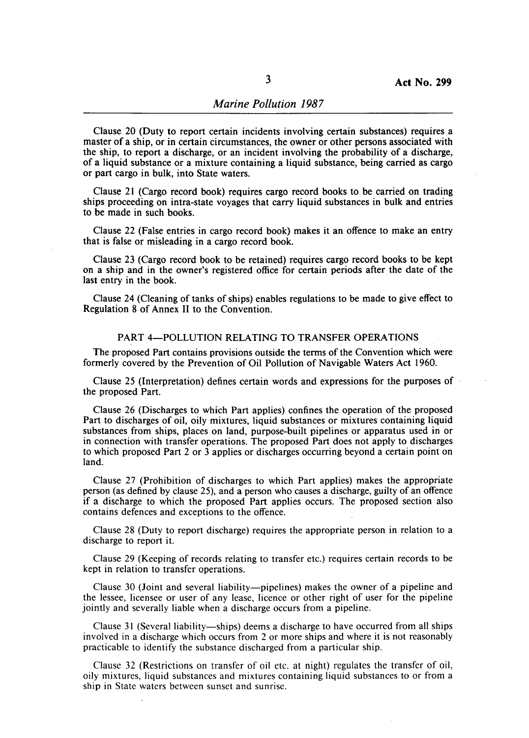Clause 20 (Duty to report certain incidents involving certain substances) requires a master of a ship, or in certain circumstances, the owner or other persons associated with the ship, to report a discharge, or an incident involving the probability of a discharge, of a liquid substance or a mixture containing a liquid substance, being carried as cargo or part cargo in bulk, into State waters.

Clause 21 (Cargo record book) requires cargo record books to be carried on trading ships proceeding on intra-state voyages that carry liquid substances in bulk and entries to be made in such books.

Clause 22 (False entries in cargo record book) makes it an offence to make an entry that is false or misleading in a cargo record book.

Clause 23 (Cargo record book to be retained) requires cargo record books to be kept on a ship and in the owner's registered office for certain periods after the date of the last entry in the book.

Clause 24 (Cleaning of tanks of ships) enables regulations to be made to give effect to Regulation 8 of Annex II to the Convention.

## PART 4—POLLUTION RELATING TO TRANSFER OPERATIONS

The proposed Part contains provisions outside the terms of the Convention which were formerly covered by the Prevention of Oil Pollution of Navigable Waters Act 1960.

Clause 25 (Interpretation) defines certain words and expressions for the purposes of the proposed Part.

Clause 26 (Discharges to which Part applies) confines the operation of the proposed Part to discharges of oil, oily mixtures, liquid substances or mixtures containing liquid substances from ships, places on land, purpose-built pipelines or apparatus used in or in connection with transfer operations. The proposed Part does not apply to discharges to which proposed Part 2 or 3 applies or discharges occurring beyond a certain point on land.

Clause 27 (Prohibition of discharges to which Part applies) makes the appropriate person (as defined by clause 25), and a person who causes a discharge, guilty of an offence if a discharge to which the proposed Part applies occurs. The proposed section also contains defences and exceptions to the offence.

Clause 28 (Duty to report discharge) requires the appropriate person in relation to a discharge to report it.

Clause 29 (Keeping of records relating to transfer etc.) requires certain records to be kept in relation to transfer operations.

Clause 30 (Joint and several liability—pipelines) makes the owner of a pipeline and the lessee, licensee or user of any lease, licence or other right of user for the pipeline jointly and severally liable when a discharge occurs from a pipeline.

Clause 31 (Several liability—ships) deems a discharge to have occurred from all ships involved in a discharge which occurs from 2 or more ships and where it is not reasonably practicable to identify the substance discharged from a particular ship.

Clause 32 (Restrictions on transfer of oil etc. at night) regulates the transfer of oil, oily mixtures, liquid substances and mixtures containing liquid substances to or from a ship in State waters between sunset and sunrise.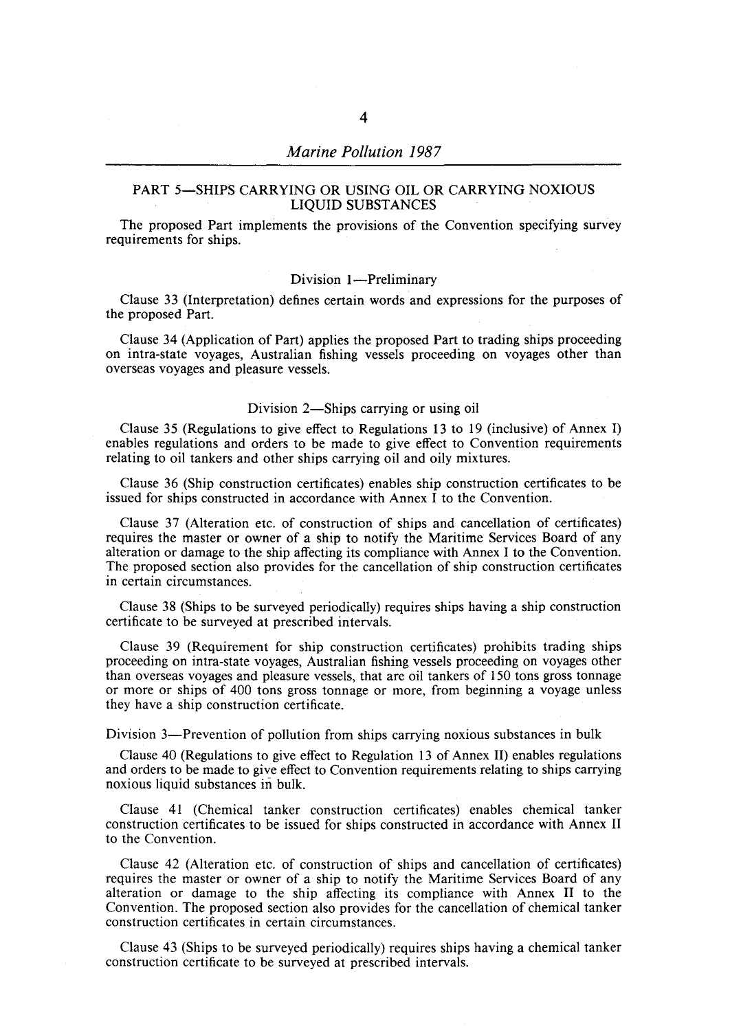## PART 5—SHIPS CARRYING OR USING OIL OR CARRYING NOXIOUS LIQUID SUBSTANCES

The proposed Part implements the provisions of the Convention specifying survey requirements for ships.

### Division 1—Preliminary

Clause 33 (Interpretation) defines certain words and expressions for the purposes of the proposed Part.

Clause 34 (Application of Part) applies the proposed Part to trading ships proceeding on intra-state voyages, Australian fishing vessels proceeding on voyages other than overseas voyages and pleasure vessels.

### Division 2—Ships carrying or using oil

Clause 35 (Regulations to give effect to Regulations 13 to 19 (inclusive) of Annex I) enables regulations and orders to be made to give effect to Convention requirements relating to oil tankers and other ships carrying oil and oily mixtures.

Clause 36 (Ship construction certificates) enables ship construction certificates to be issued for ships constructed in accordance with Annex I to the Convention.

Clause 37 (Alteration etc. of construction of ships and cancellation of certificates) requires the master or owner of a ship to notify the Maritime Services Board of any alteration or damage to the ship affecting its compliance with Annex I to the Convention. The proposed section also provides for the cancellation of ship construction certificates in certain circumstances.

Clause 38 (Ships to be surveyed periodically) requires ships having a ship construction certificate to be surveyed at prescribed intervals.

Clause 39 (Requirement for ship construction certificates) prohibits trading ships proceeding on intra-state voyages, Australian fishing vessels proceeding on voyages other than overseas voyages and pleasure vessels, that are oil tankers of 150 tons gross tonnage or more or ships of 400 tons gross tonnage or more, from beginning a voyage unless they have a ship construction certificate.

### Division 3—Prevention of pollution from ships carrying noxious substances in bulk

Clause 40 (Regulations to give effect to Regulation 13 of Annex II) enables regulations and orders to be made to give effect to Convention requirements relating to ships carrying noxious liquid substances in bulk.

Clause 41 (Chemical tanker construction certificates) enables chemical tanker construction certificates to be issued for ships constructed in accordance with Annex II to the Convention.

Clause 42 (Alteration etc. of construction of ships and cancellation of certificates) requires the master or owner of a ship to notify the Maritime Services Board of any alteration or damage to the ship affecting its compliance with Annex II to the Convention. The proposed section also provides for the cancellation of chemical tanker construction certificates in certain circumstances.

Clause 43 (Ships to be surveyed periodically) requires ships having a chemical tanker construction certificate to be surveyed at prescribed intervals.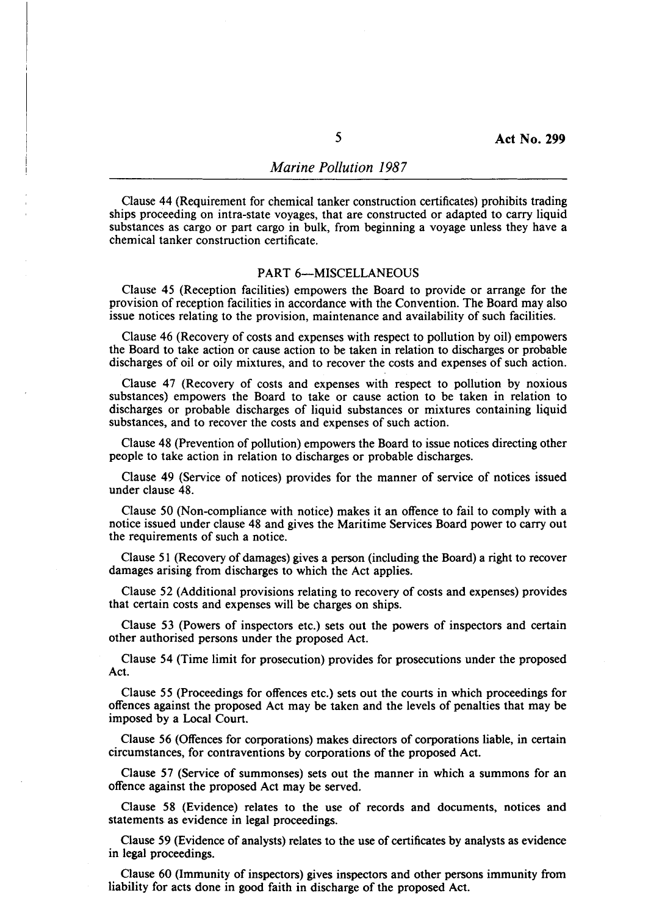Clause 44 (Requirement for chemical tanker construction certificates) prohibits trading ships proceeding on intra-state voyages, that are constructed or adapted to carry liquid substances as cargo or part cargo in bulk, from beginning a voyage unless they have a chemical tanker construction certificate.

## PART 6—MISCELLANEOUS

Clause 45 (Reception facilities) empowers the Board to provide or arrange for the provision of reception facilities in accordance with the Convention. The Board may also issue notices relating to the provision, maintenance and availability of such facilities.

Clause 46 (Recovery of costs and expenses with respect to pollution by oil) empowers the Board to take action or cause action to be taken in relation to discharges or probable discharges of oil or oily mixtures, and to recover the costs and expenses of such action.

Clause 47 (Recovery of costs and expenses with respect to pollution by noxious substances) empowers the Board to take or cause action to be taken in relation to discharges or probable discharges of liquid substances or mixtures containing liquid substances, and to recover the costs and expenses of such action.

Clause 48 (Prevention of pollution) empowers the Board to issue notices directing other people to take action in relation to discharges or probable discharges.

Clause 49 (Service of notices) provides for the manner of service of notices issued under clause 48.

Clause 50 (Non-compliance with notice) makes it an offence to fail to comply with a notice issued under clause 48 and gives the Maritime Services Board power to carry out the requirements of such a notice.

Clause 51 (Recovery of damages) gives a person (including the Board) a right to recover damages arising from discharges to which the Act applies.

Clause 52 (Additional provisions relating to recovery of costs and expenses) provides that certain costs and expenses will be charges on ships.

Clause 53 (Powers of inspectors etc.) sets out the powers of inspectors and certain other authorised persons under the proposed Act.

Clause 54 (Time limit for prosecution) provides for prosecutions under the proposed Act.

Clause 55 (Proceedings for offences etc.) sets out the courts in which proceedings for offences against the proposed Act may be taken and the levels of penalties that may be imposed by a Local Court.

Clause 56 (Offences for corporations) makes directors of corporations liable, in certain circumstances, for contraventions by corporations of the proposed Act.

Clause 57 (Service of summonses) sets out the manner in which a summons for an offence against the proposed Act may be served.

Clause 58 (Evidence) relates to the use of records and documents, notices and statements as evidence in legal proceedings.

Clause 59 (Evidence of analysts) relates to the use of certificates by analysts as evidence in legal proceedings.

Clause 60 (Immunity of inspectors) gives inspectors and other persons immunity from liability for acts done in good faith in discharge of the proposed Act.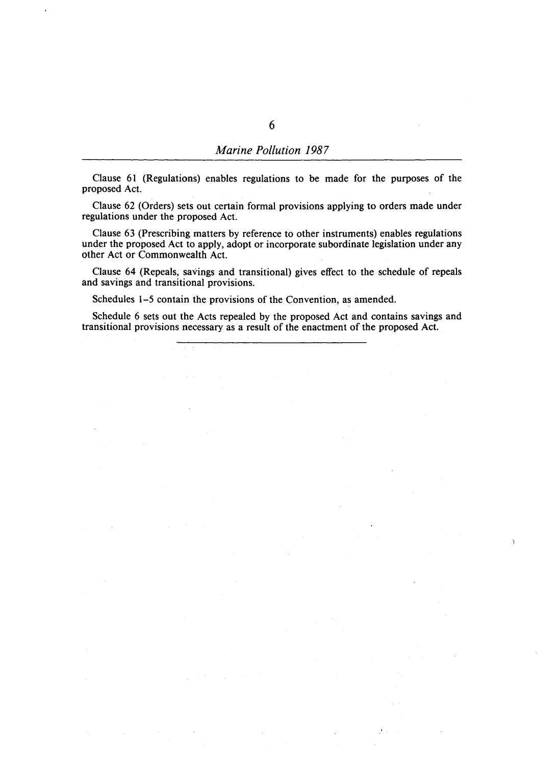Clause 61 (Regulations) enables regulations to be made for the purposes of the proposed Act.

Clause 62 (Orders) sets out certain formal provisions applying to orders made under regulations under the proposed Act.

Clause 63 (Prescribing matters by reference to other instruments) enables regulations under the proposed Act to apply, adopt or incorporate subordinate legislation under any other Act or Commonwealth Act.

Clause 64 (Repeals, savings and transitional) gives effect to the schedule of repeals and savings and transitional provisions.

Schedules 1–5 contain the provisions of the Convention, as amended.

Schedule 6 sets out the Acts repealed by the proposed Act and contains savings and transitional provisions necessary as a result of the enactment of the proposed Act.